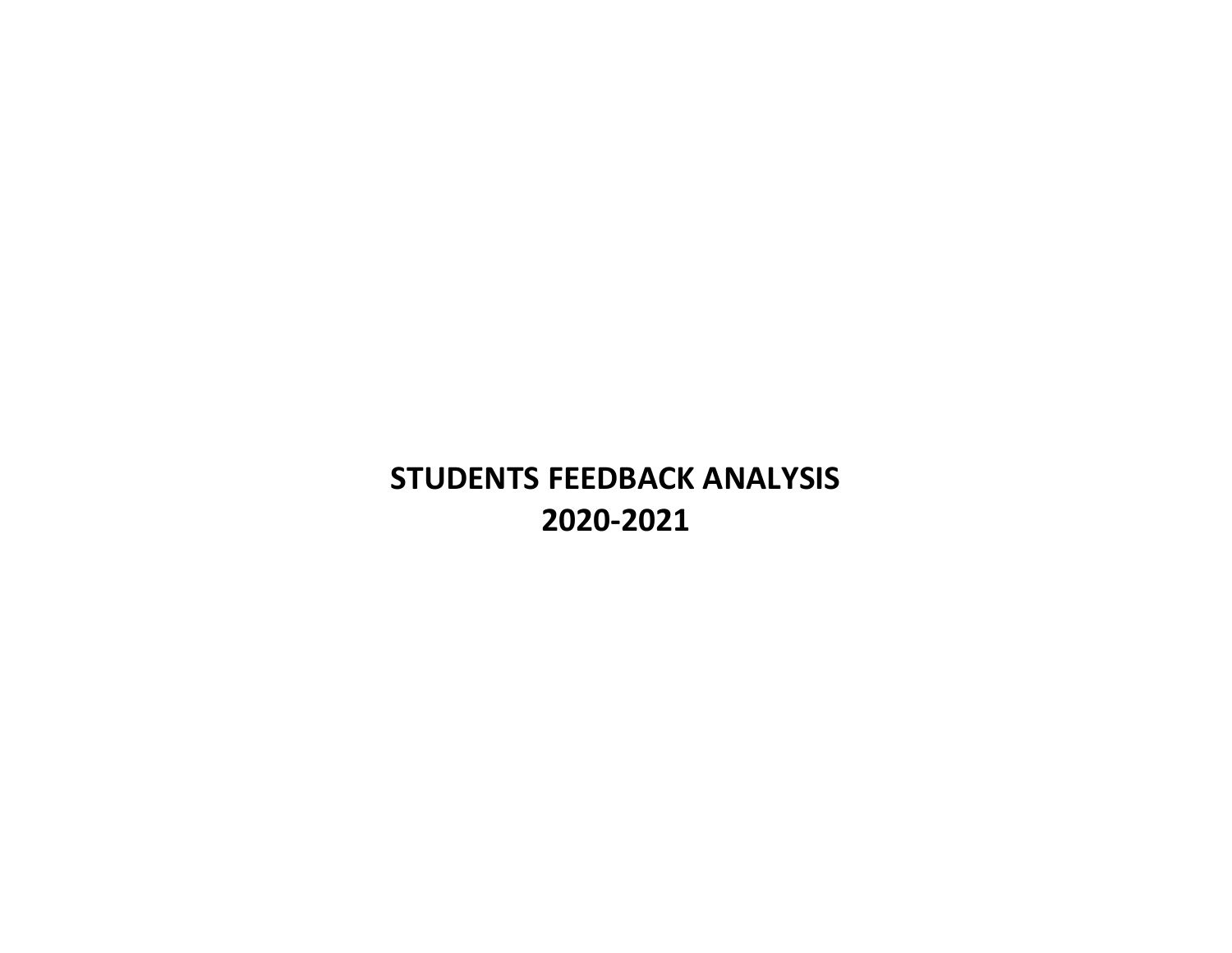# STUDENTS FEEDBACK ANALYSIS
# 2020-2021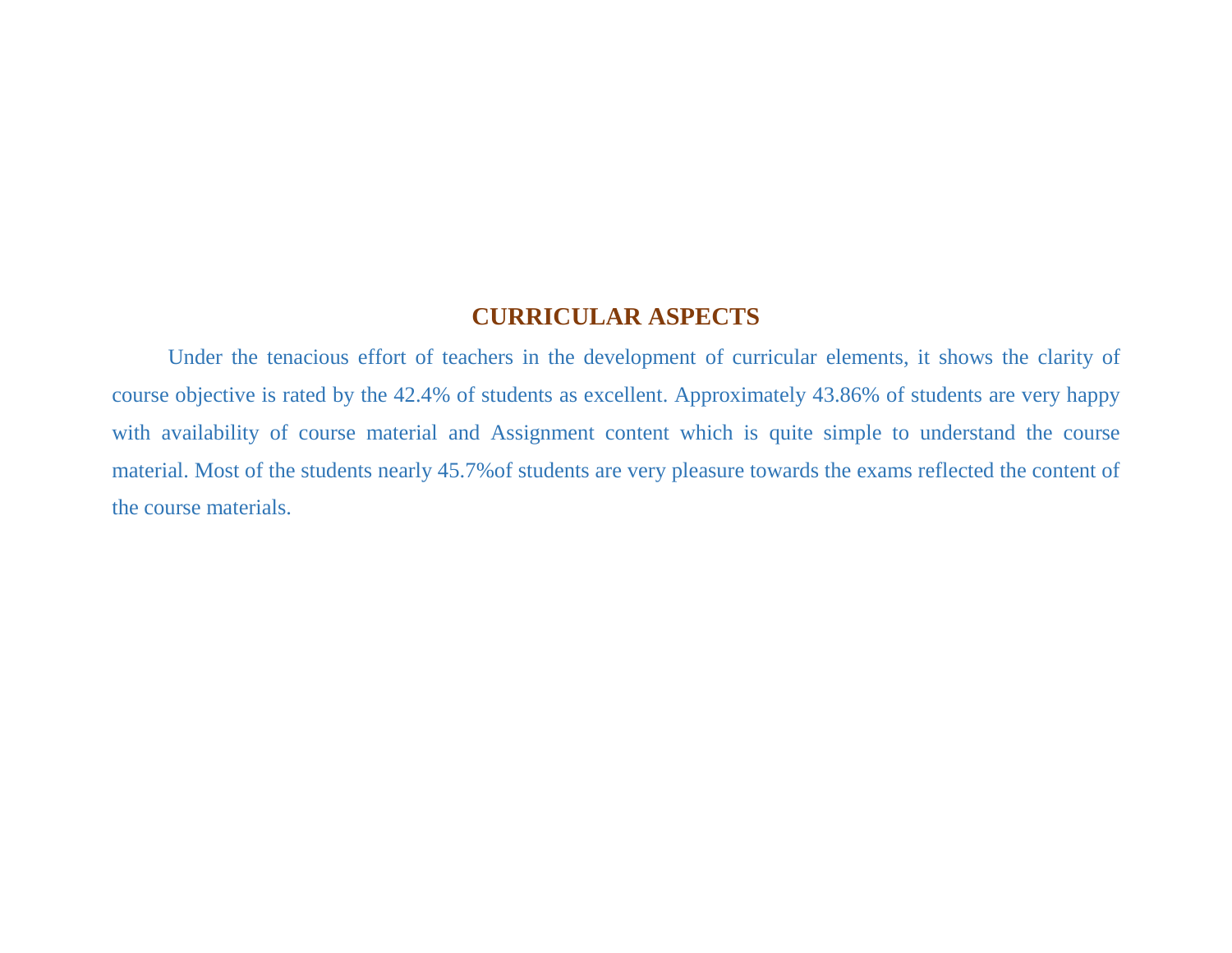# CURRICULAR ASPECTS

Under the tenacious effort of teachers in the development of curricular elements, it shows the clarity of course objective is rated by the 42.4% of students as excellent. Approximately 43.86% of students are very happy with availability of course material and Assignment content which is quite simple to understand the course material. Most of the students nearly 45.7%of students are very pleasure towards the exams reflected the content of the course materials.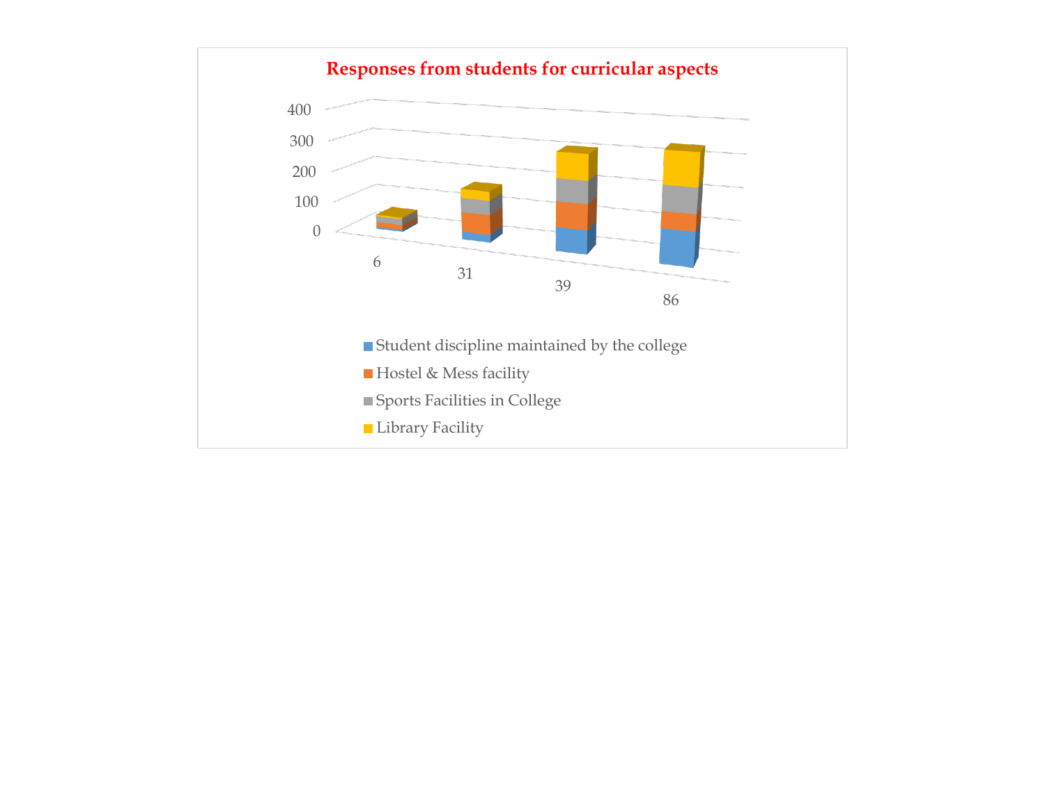**Responses from students for curricular aspects**

400
300
200
100
0

6
31
39
86

Student discipline maintained by the college
Hostel & Mess facility
Sports Facilities in College
Library Facility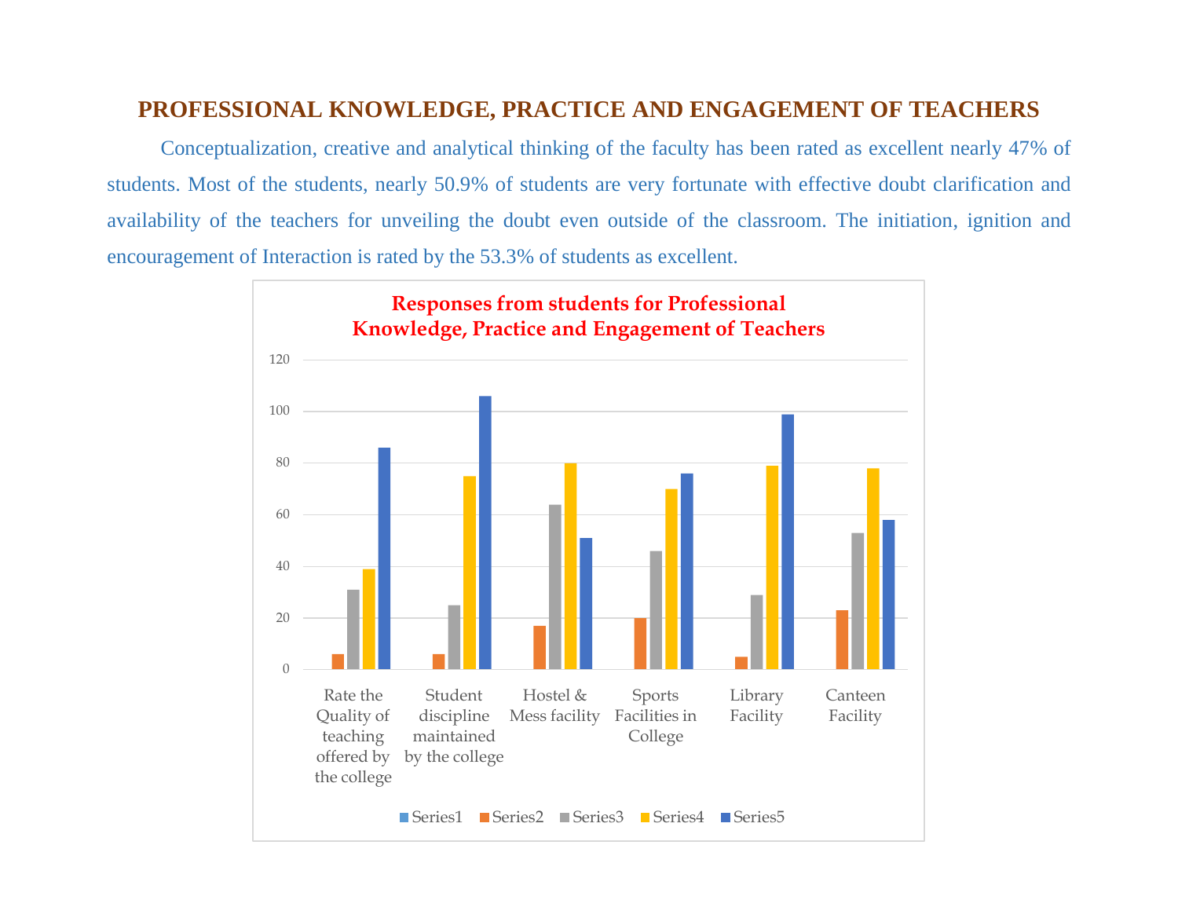## PROFESSIONAL KNOWLEDGE, PRACTICE AND ENGAGEMENT OF TEACHERS

Conceptualization, creative and analytical thinking of the faculty has been rated as excellent nearly 47% of students. Most of the students, nearly 50.9% of students are very fortunate with effective doubt clarification and availability of the teachers for unveiling the doubt even outside of the classroom. The initiation, ignition and encouragement of Interaction is rated by the 53.3% of students as excellent.

**Responses from students for Professional Knowledge, Practice and Engagement of Teachers**

| | Series1 | Series2 | Series3 | Series4 | Series5 |
|---|---|---|---|---|---|
| Rate the Quality of teaching offered by the college | | 6 | 31 | 39 | 86 |
| Student discipline maintained by the college | | 6 | 25 | 75 | 106 |
| Hostel & Mess facility | | 17 | 64 | 80 | 51 |
| Sports Facilities in College | | 20 | 46 | 70 | 76 |
| Library Facility | | 5 | 29 | 79 | 99 |
| Canteen Facility | | 23 | 53 | 78 | 58 |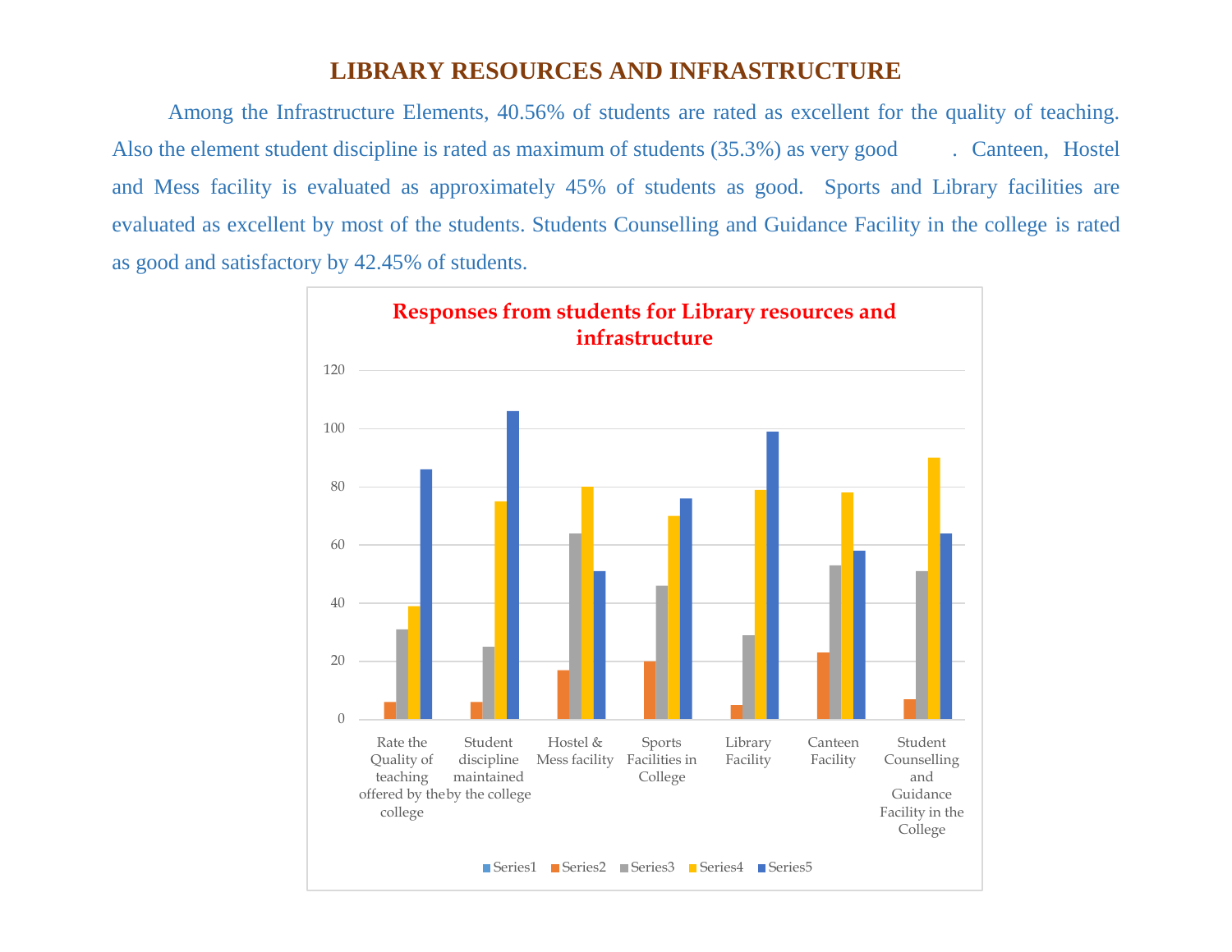# LIBRARY RESOURCES AND INFRASTRUCTURE

Among the Infrastructure Elements, 40.56% of students are rated as excellent for the quality of teaching. Also the element student discipline is rated as maximum of students (35.3%) as very good . Canteen, Hostel and Mess facility is evaluated as approximately 45% of students as good. Sports and Library facilities are evaluated as excellent by most of the students. Students Counselling and Guidance Facility in the college is rated as good and satisfactory by 42.45% of students.

**Responses from students for Library resources and infrastructure**

| Category | Series1 | Series2 | Series3 | Series4 | Series5 |
|---|---|---|---|---|---|
| Rate the Quality of teaching offered by the college | | 6 | 31 | 39 | 86 |
| Student discipline maintained by the college | | 6 | 25 | 75 | 106 |
| Hostel & Mess facility | | 17 | 64 | 80 | 51 |
| Sports Facilities in College | | 20 | 46 | 70 | 76 |
| Library Facility | | 5 | 29 | 79 | 99 |
| Canteen Facility | | 23 | 53 | 78 | 58 |
| Student Counselling and Guidance Facility in the College | | 7 | 51 | 90 | 64 |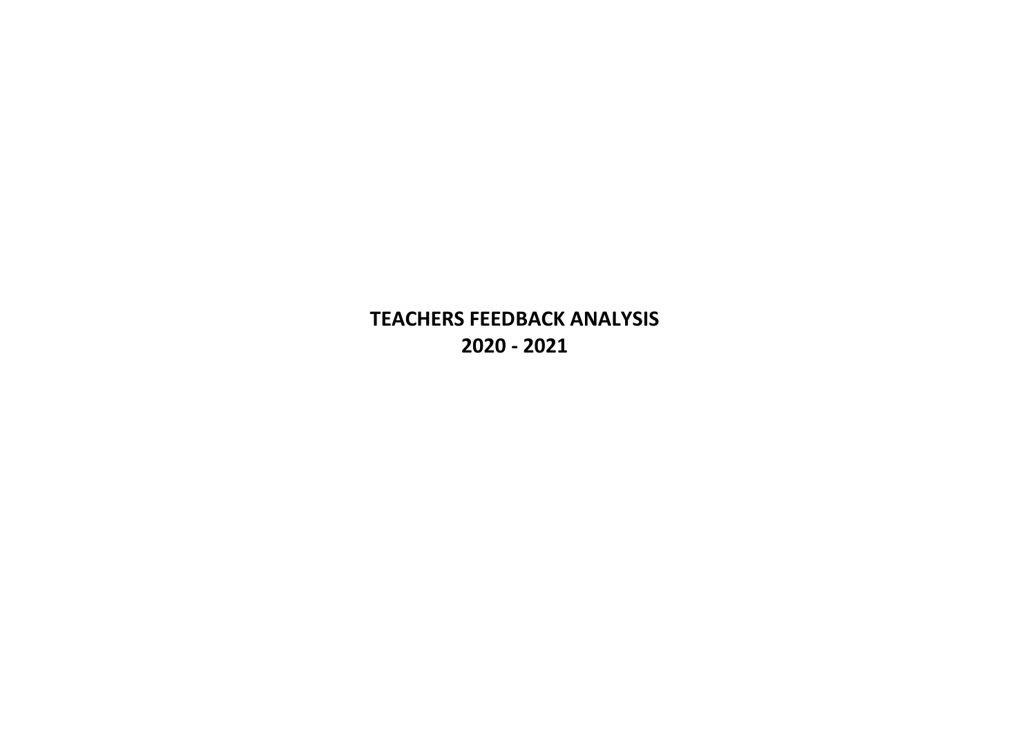# TEACHERS FEEDBACK ANALYSIS
# 2020 - 2021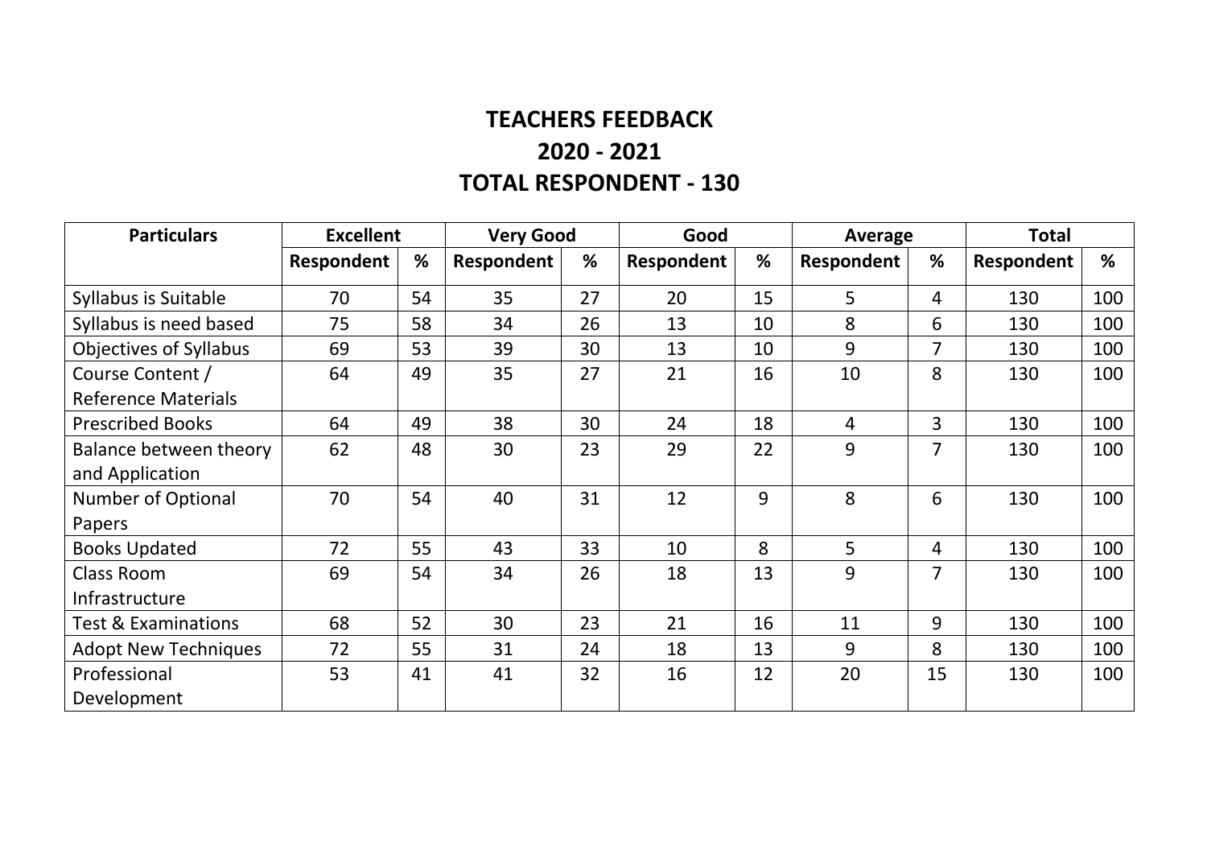# TEACHERS FEEDBACK

## 2020 - 2021

## TOTAL RESPONDENT - 130

| Particulars | Excellent | | Very Good | | Good | | Average | | Total | |
|---|---|---|---|---|---|---|---|---|---|---|
| | Respondent | % | Respondent | % | Respondent | % | Respondent | % | Respondent | % |
| Syllabus is Suitable | 70 | 54 | 35 | 27 | 20 | 15 | 5 | 4 | 130 | 100 |
| Syllabus is need based | 75 | 58 | 34 | 26 | 13 | 10 | 8 | 6 | 130 | 100 |
| Objectives of Syllabus | 69 | 53 | 39 | 30 | 13 | 10 | 9 | 7 | 130 | 100 |
| Course Content / Reference Materials | 64 | 49 | 35 | 27 | 21 | 16 | 10 | 8 | 130 | 100 |
| Prescribed Books | 64 | 49 | 38 | 30 | 24 | 18 | 4 | 3 | 130 | 100 |
| Balance between theory and Application | 62 | 48 | 30 | 23 | 29 | 22 | 9 | 7 | 130 | 100 |
| Number of Optional Papers | 70 | 54 | 40 | 31 | 12 | 9 | 8 | 6 | 130 | 100 |
| Books Updated | 72 | 55 | 43 | 33 | 10 | 8 | 5 | 4 | 130 | 100 |
| Class Room Infrastructure | 69 | 54 | 34 | 26 | 18 | 13 | 9 | 7 | 130 | 100 |
| Test & Examinations | 68 | 52 | 30 | 23 | 21 | 16 | 11 | 9 | 130 | 100 |
| Adopt New Techniques | 72 | 55 | 31 | 24 | 18 | 13 | 9 | 8 | 130 | 100 |
| Professional Development | 53 | 41 | 41 | 32 | 16 | 12 | 20 | 15 | 130 | 100 |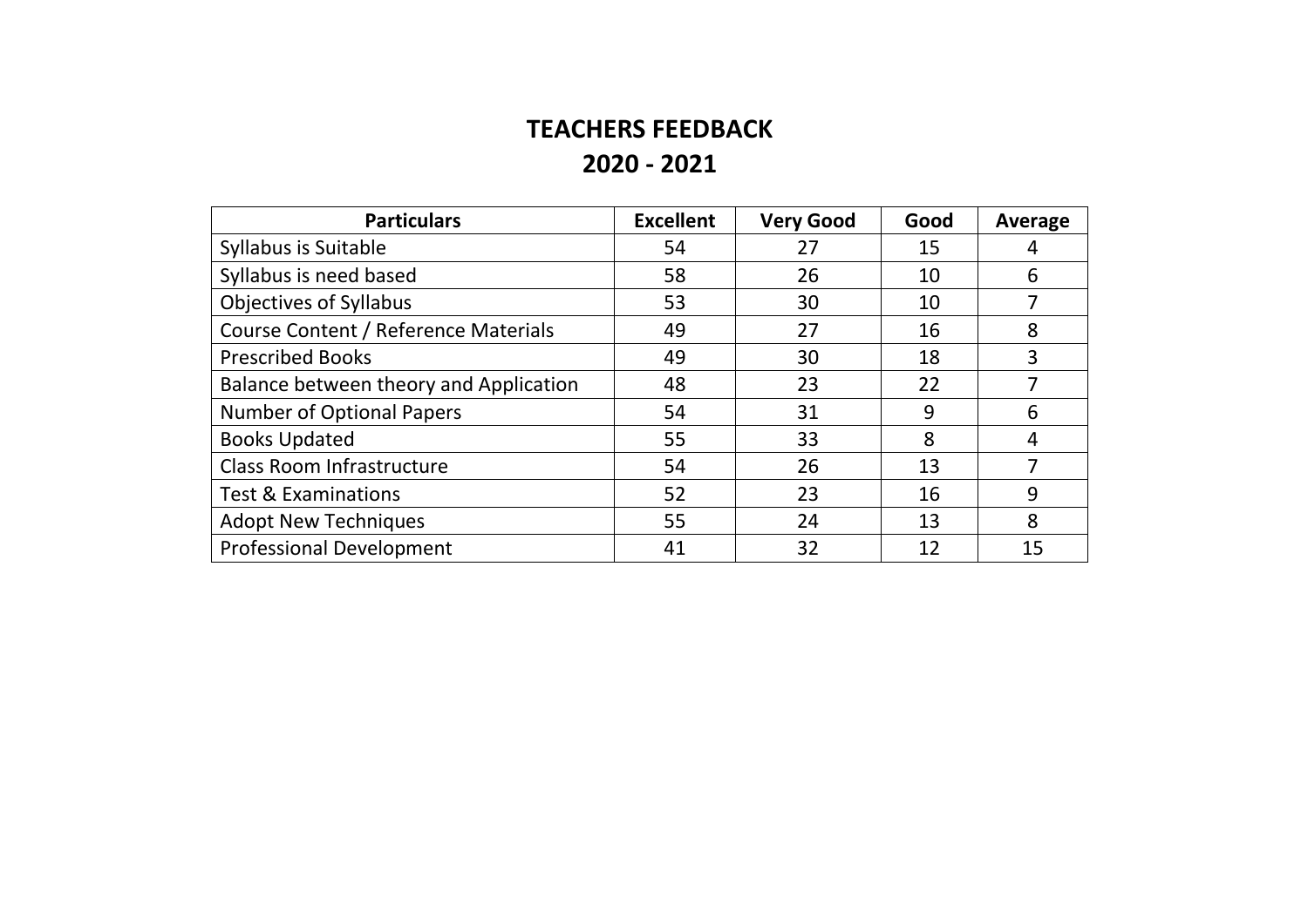# TEACHERS FEEDBACK

## 2020 - 2021

| Particulars | Excellent | Very Good | Good | Average |
|---|---|---|---|---|
| Syllabus is Suitable | 54 | 27 | 15 | 4 |
| Syllabus is need based | 58 | 26 | 10 | 6 |
| Objectives of Syllabus | 53 | 30 | 10 | 7 |
| Course Content / Reference Materials | 49 | 27 | 16 | 8 |
| Prescribed Books | 49 | 30 | 18 | 3 |
| Balance between theory and Application | 48 | 23 | 22 | 7 |
| Number of Optional Papers | 54 | 31 | 9 | 6 |
| Books Updated | 55 | 33 | 8 | 4 |
| Class Room Infrastructure | 54 | 26 | 13 | 7 |
| Test & Examinations | 52 | 23 | 16 | 9 |
| Adopt New Techniques | 55 | 24 | 13 | 8 |
| Professional Development | 41 | 32 | 12 | 15 |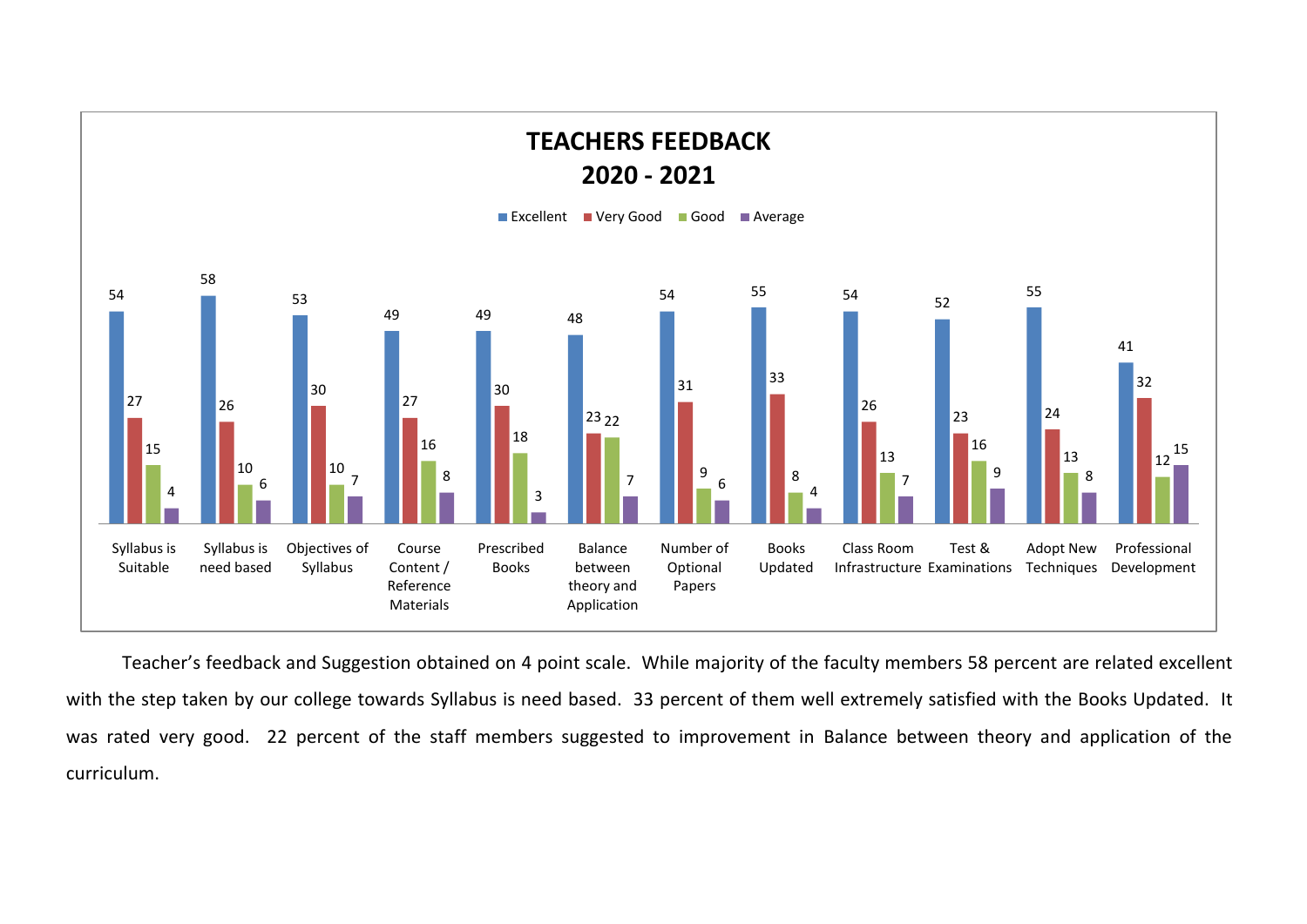**TEACHERS FEEDBACK**
**2020 - 2021**

| | Excellent | Very Good | Good | Average |
|---|---|---|---|---|
| Syllabus is Suitable | 54 | 27 | 15 | 4 |
| Syllabus is need based | 58 | 26 | 10 | 6 |
| Objectives of Syllabus | 53 | 30 | 10 | 7 |
| Course Content / Reference Materials | 49 | 27 | 16 | 8 |
| Prescribed Books | 49 | 30 | 18 | 3 |
| Balance between theory and Application | 48 | 23 | 22 | 7 |
| Number of Optional Papers | 54 | 31 | 9 | 6 |
| Books Updated | 55 | 33 | 8 | 4 |
| Class Room Infrastructure | 54 | 26 | 13 | 7 |
| Test & Examinations | 52 | 23 | 16 | 9 |
| Adopt New Techniques | 55 | 24 | 13 | 8 |
| Professional Development | 41 | 32 | 12 | 15 |

Teacher's feedback and Suggestion obtained on 4 point scale. While majority of the faculty members 58 percent are related excellent with the step taken by our college towards Syllabus is need based. 33 percent of them well extremely satisfied with the Books Updated. It was rated very good. 22 percent of the staff members suggested to improvement in Balance between theory and application of the curriculum.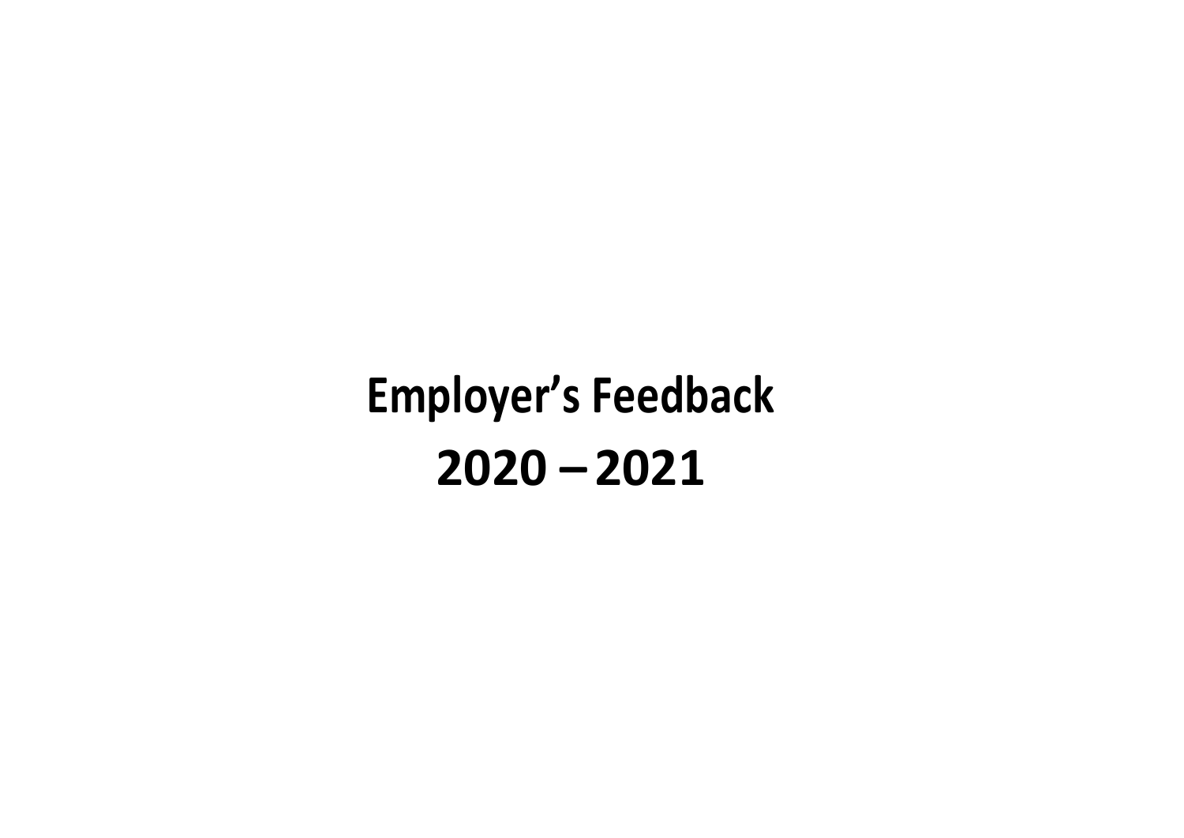# Employer's Feedback

# 2020 – 2021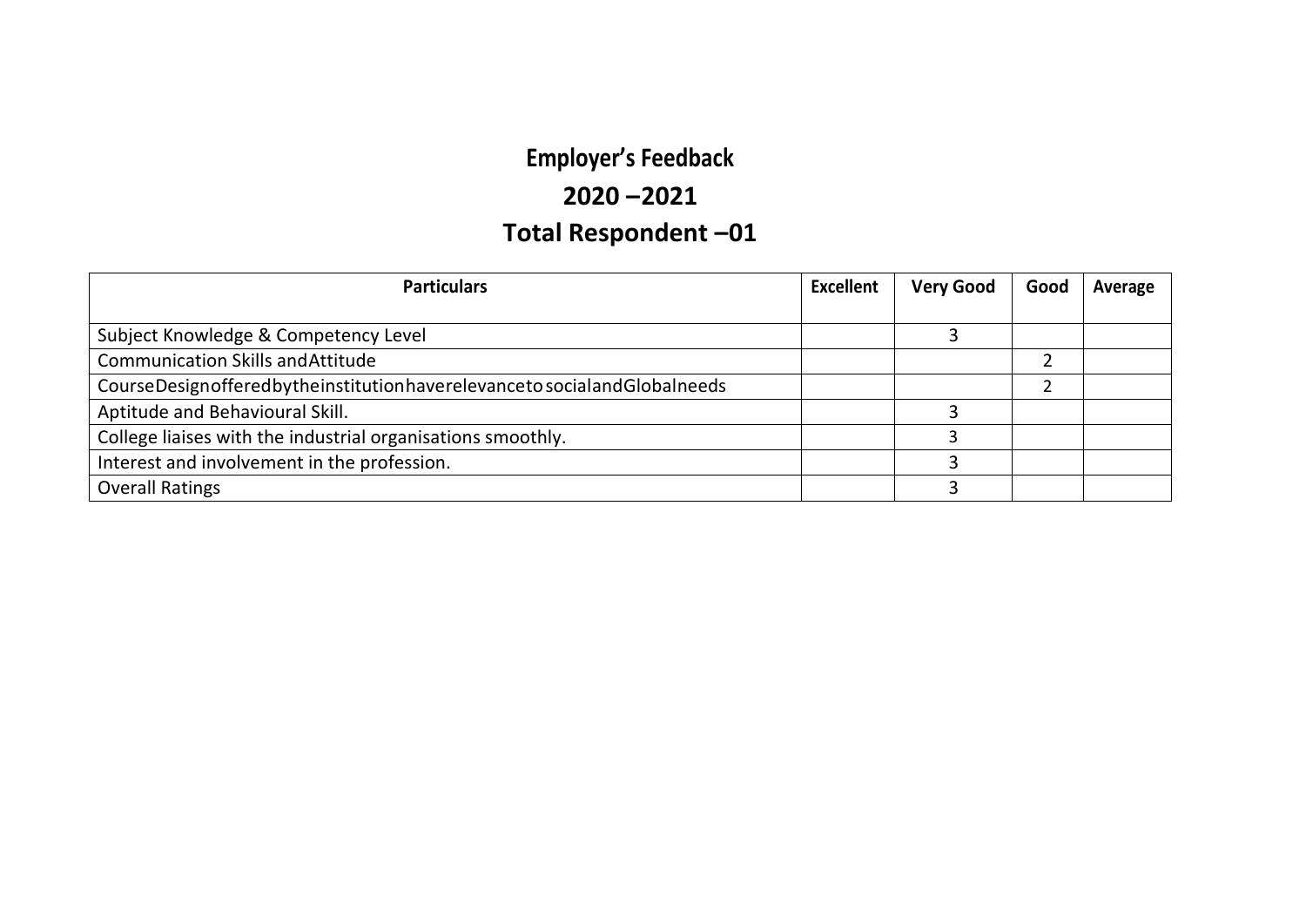# Employer's Feedback

# 2020 –2021

# Total Respondent –01

| Particulars | Excellent | Very Good | Good | Average |
|---|---|---|---|---|
| Subject Knowledge & Competency Level | | 3 | | |
| Communication Skills andAttitude | | | 2 | |
| CourseDesignofferedbytheinstitutionhaverelevancetosocialandGlobalneeds | | | 2 | |
| Aptitude and Behavioural Skill. | | 3 | | |
| College liaises with the industrial organisations smoothly. | | 3 | | |
| Interest and involvement in the profession. | | 3 | | |
| Overall Ratings | | 3 | | |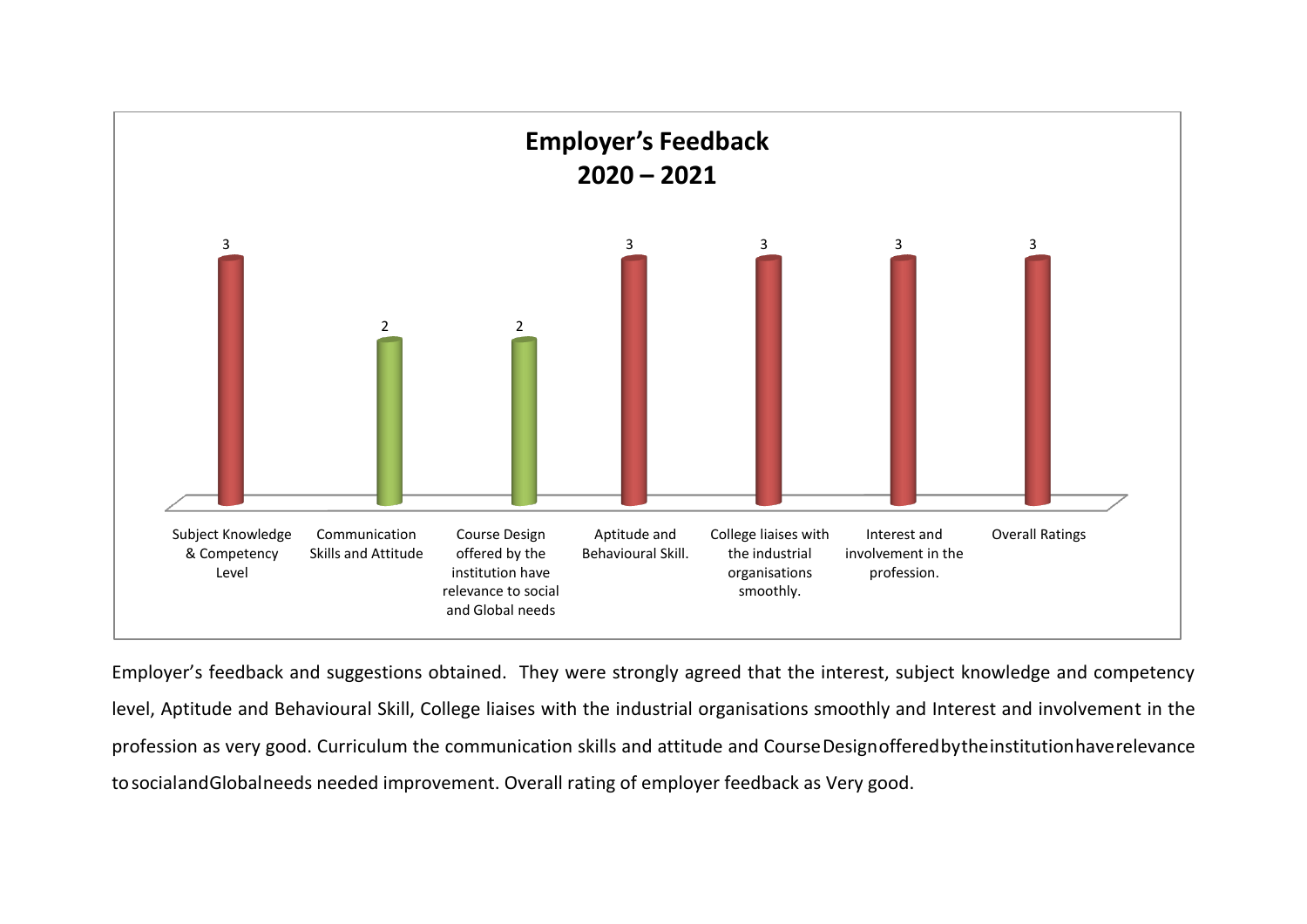**Employer's Feedback**
**2020 – 2021**

3
2
2
3
3
3
3

Subject Knowledge & Competency Level
Communication Skills and Attitude
Course Design offered by the institution have relevance to social and Global needs
Aptitude and Behavioural Skill.
College liaises with the industrial organisations smoothly.
Interest and involvement in the profession.
Overall Ratings

Employer's feedback and suggestions obtained. They were strongly agreed that the interest, subject knowledge and competency level, Aptitude and Behavioural Skill, College liaises with the industrial organisations smoothly and Interest and involvement in the profession as very good. Curriculum the communication skills and attitude and CourseDesignofferedbytheinstitutionhaverelevance to socialandGlobalneeds needed improvement. Overall rating of employer feedback as Very good.